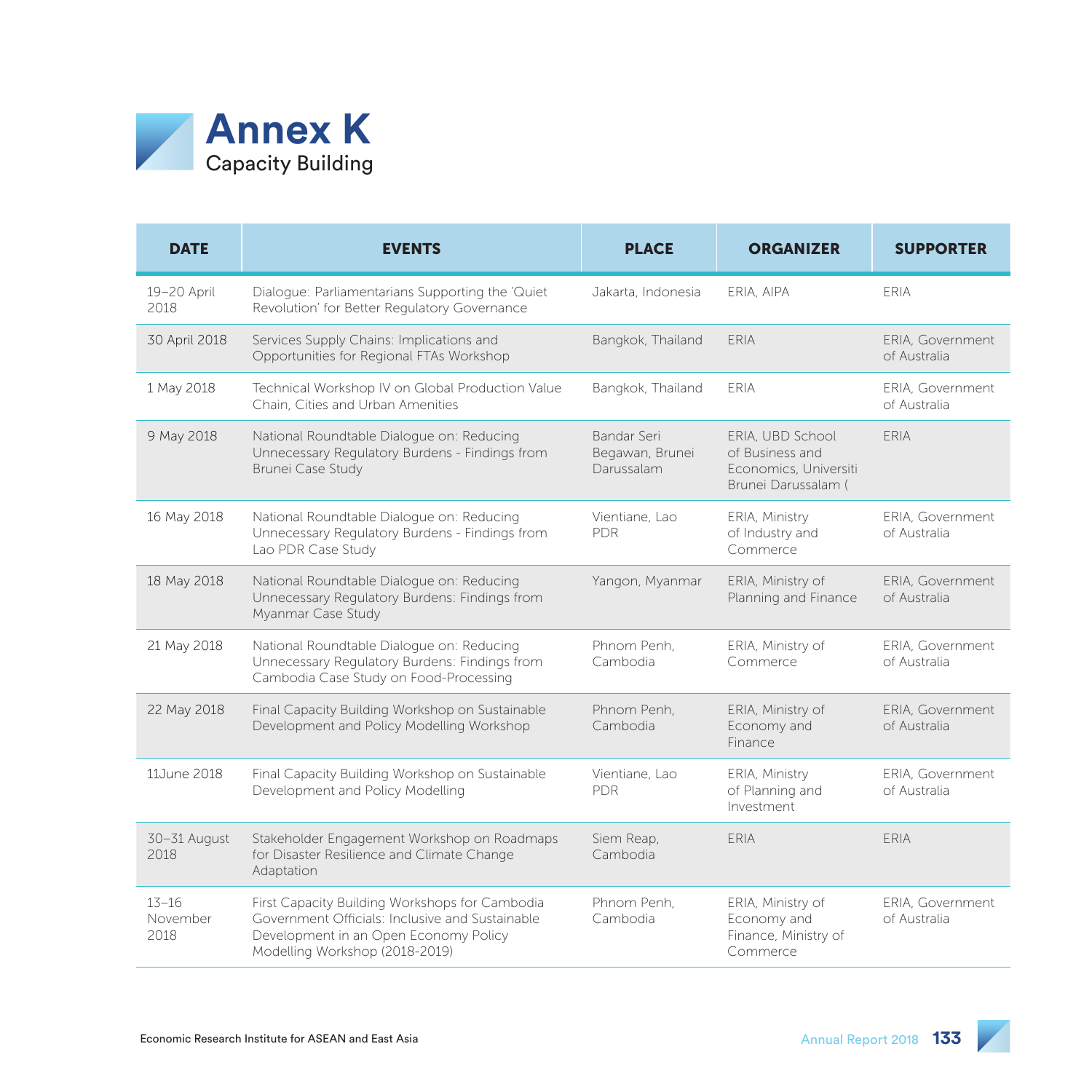# Annex K

## Capacity Building

| DATE | EVENTS | PLACE | ORGANIZER | SUPPORTER |
|---|---|---|---|---|
| 19–20 April 2018 | Dialogue: Parliamentarians Supporting the 'Quiet Revolution' for Better Regulatory Governance | Jakarta, Indonesia | ERIA, AIPA | ERIA |
| 30 April 2018 | Services Supply Chains: Implications and Opportunities for Regional FTAs Workshop | Bangkok, Thailand | ERIA | ERIA, Government of Australia |
| 1 May 2018 | Technical Workshop IV on Global Production Value Chain, Cities and Urban Amenities | Bangkok, Thailand | ERIA | ERIA, Government of Australia |
| 9 May 2018 | National Roundtable Dialogue on: Reducing Unnecessary Regulatory Burdens - Findings from Brunei Case Study | Bandar Seri Begawan, Brunei Darussalam | ERIA, UBD School of Business and Economics, Universiti Brunei Darussalam ( | ERIA |
| 16 May 2018 | National Roundtable Dialogue on: Reducing Unnecessary Regulatory Burdens - Findings from Lao PDR Case Study | Vientiane, Lao PDR | ERIA, Ministry of Industry and Commerce | ERIA, Government of Australia |
| 18 May 2018 | National Roundtable Dialogue on: Reducing Unnecessary Regulatory Burdens: Findings from Myanmar Case Study | Yangon, Myanmar | ERIA, Ministry of Planning and Finance | ERIA, Government of Australia |
| 21 May 2018 | National Roundtable Dialogue on: Reducing Unnecessary Regulatory Burdens: Findings from Cambodia Case Study on Food-Processing | Phnom Penh, Cambodia | ERIA, Ministry of Commerce | ERIA, Government of Australia |
| 22 May 2018 | Final Capacity Building Workshop on Sustainable Development and Policy Modelling Workshop | Phnom Penh, Cambodia | ERIA, Ministry of Economy and Finance | ERIA, Government of Australia |
| 11June 2018 | Final Capacity Building Workshop on Sustainable Development and Policy Modelling | Vientiane, Lao PDR | ERIA, Ministry of Planning and Investment | ERIA, Government of Australia |
| 30–31 August 2018 | Stakeholder Engagement Workshop on Roadmaps for Disaster Resilience and Climate Change Adaptation | Siem Reap, Cambodia | ERIA | ERIA |
| 13–16 November 2018 | First Capacity Building Workshops for Cambodia Government Officials: Inclusive and Sustainable Development in an Open Economy Policy Modelling Workshop (2018-2019) | Phnom Penh, Cambodia | ERIA, Ministry of Economy and Finance, Ministry of Commerce | ERIA, Government of Australia |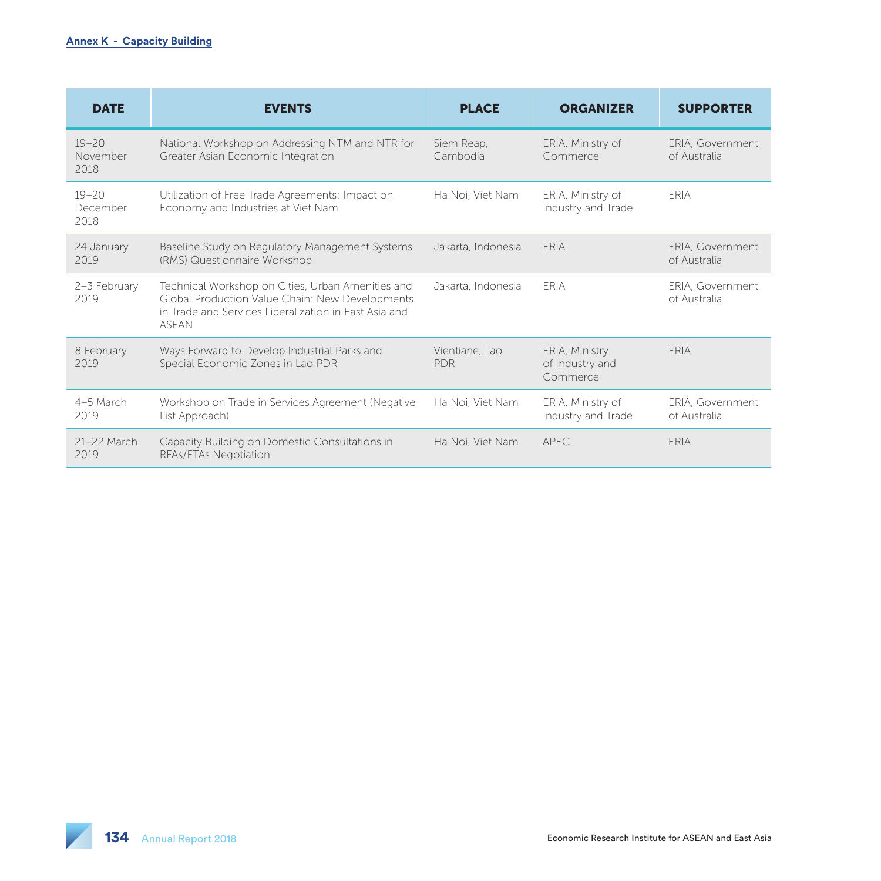| DATE | EVENTS | PLACE | ORGANIZER | SUPPORTER |
|---|---|---|---|---|
| 19–20 November 2018 | National Workshop on Addressing NTM and NTR for Greater Asian Economic Integration | Siem Reap, Cambodia | ERIA, Ministry of Commerce | ERIA, Government of Australia |
| 19–20 December 2018 | Utilization of Free Trade Agreements: Impact on Economy and Industries at Viet Nam | Ha Noi, Viet Nam | ERIA, Ministry of Industry and Trade | ERIA |
| 24 January 2019 | Baseline Study on Regulatory Management Systems (RMS) Questionnaire Workshop | Jakarta, Indonesia | ERIA | ERIA, Government of Australia |
| 2–3 February 2019 | Technical Workshop on Cities, Urban Amenities and Global Production Value Chain: New Developments in Trade and Services Liberalization in East Asia and ASEAN | Jakarta, Indonesia | ERIA | ERIA, Government of Australia |
| 8 February 2019 | Ways Forward to Develop Industrial Parks and Special Economic Zones in Lao PDR | Vientiane, Lao PDR | ERIA, Ministry of Industry and Commerce | ERIA |
| 4–5 March 2019 | Workshop on Trade in Services Agreement (Negative List Approach) | Ha Noi, Viet Nam | ERIA, Ministry of Industry and Trade | ERIA, Government of Australia |
| 21–22 March 2019 | Capacity Building on Domestic Consultations in RFAs/FTAs Negotiation | Ha Noi, Viet Nam | APEC | ERIA |